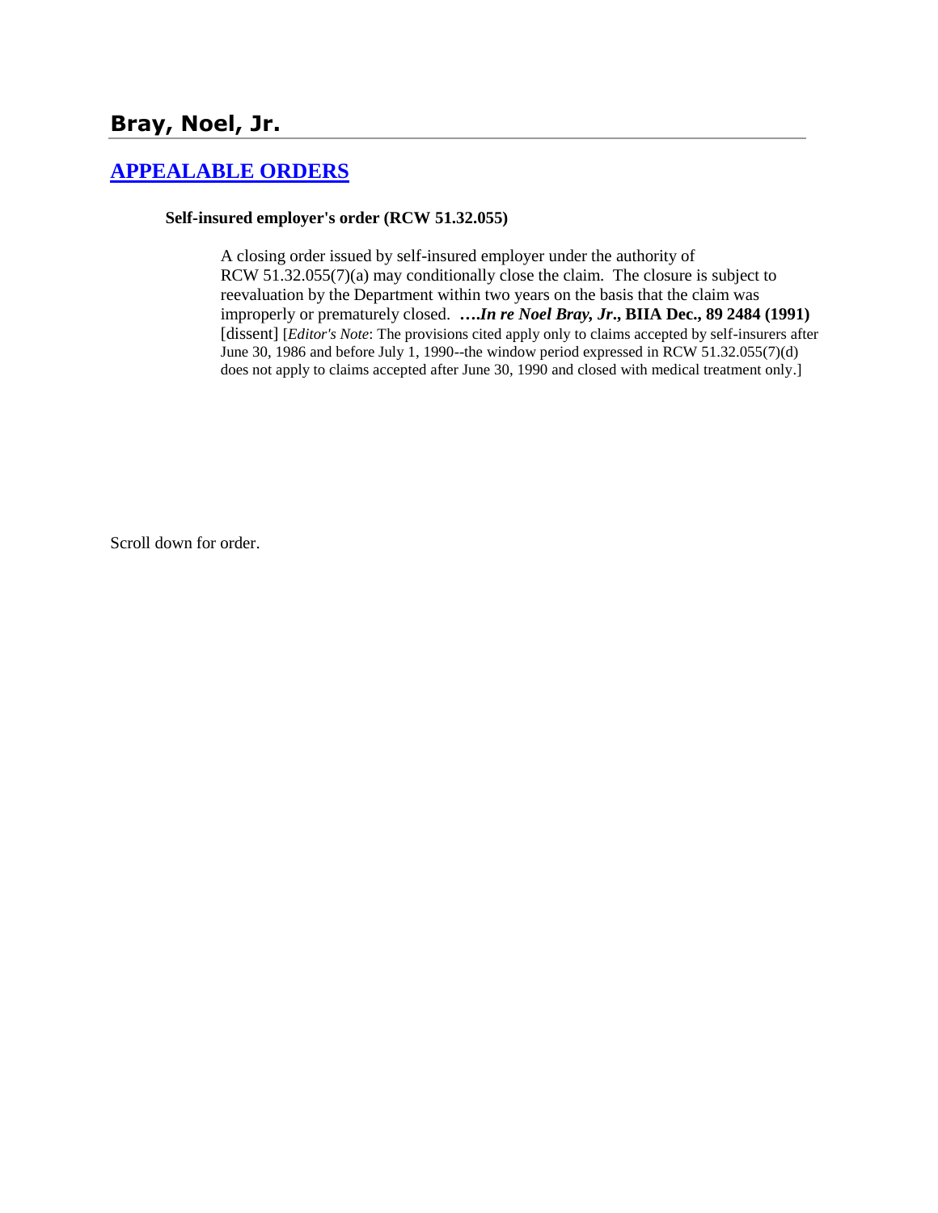# Bray, Noel, Jr.

## [APPEALABLE ORDERS]

**Self-insured employer's order (RCW 51.32.055)**

> A closing order issued by self-insured employer under the authority of RCW 51.32.055(7)(a) may conditionally close the claim. The closure is subject to reevaluation by the Department within two years on the basis that the claim was improperly or prematurely closed. ***….In re Noel Bray, Jr.*, BIIA Dec., 89 2484 (1991)** [dissent] [*Editor's Note*: The provisions cited apply only to claims accepted by self-insurers after June 30, 1986 and before July 1, 1990--the window period expressed in RCW 51.32.055(7)(d) does not apply to claims accepted after June 30, 1990 and closed with medical treatment only.]

Scroll down for order.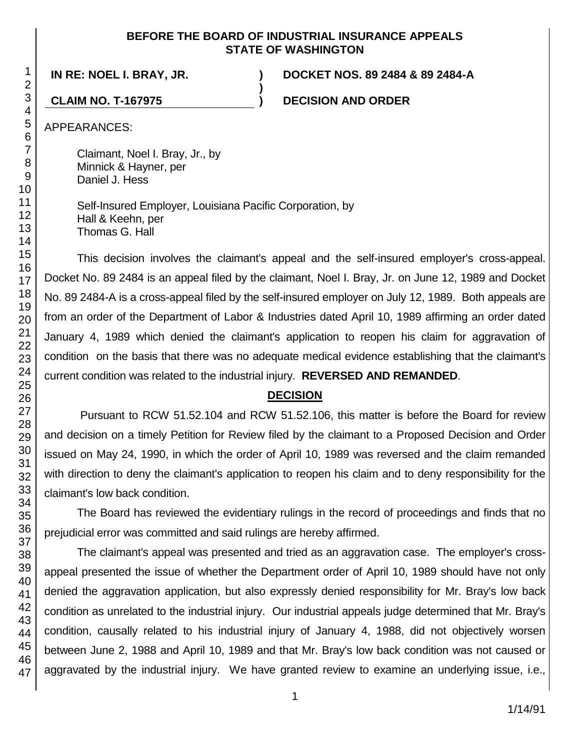**BEFORE THE BOARD OF INDUSTRIAL INSURANCE APPEALS**
**STATE OF WASHINGTON**

**IN RE: NOEL I. BRAY, JR.** ) **DOCKET NOS. 89 2484 & 89 2484-A**
)
**CLAIM NO. T-167975** ) **DECISION AND ORDER**

APPEARANCES:

Claimant, Noel I. Bray, Jr., by
Minnick & Hayner, per
Daniel J. Hess

Self-Insured Employer, Louisiana Pacific Corporation, by
Hall & Keehn, per
Thomas G. Hall

This decision involves the claimant's appeal and the self-insured employer's cross-appeal. Docket No. 89 2484 is an appeal filed by the claimant, Noel I. Bray, Jr. on June 12, 1989 and Docket No. 89 2484-A is a cross-appeal filed by the self-insured employer on July 12, 1989. Both appeals are from an order of the Department of Labor & Industries dated April 10, 1989 affirming an order dated January 4, 1989 which denied the claimant's application to reopen his claim for aggravation of condition on the basis that there was no adequate medical evidence establishing that the claimant's current condition was related to the industrial injury. **REVERSED AND REMANDED**.

## DECISION

Pursuant to RCW 51.52.104 and RCW 51.52.106, this matter is before the Board for review and decision on a timely Petition for Review filed by the claimant to a Proposed Decision and Order issued on May 24, 1990, in which the order of April 10, 1989 was reversed and the claim remanded with direction to deny the claimant's application to reopen his claim and to deny responsibility for the claimant's low back condition.

The Board has reviewed the evidentiary rulings in the record of proceedings and finds that no prejudicial error was committed and said rulings are hereby affirmed.

The claimant's appeal was presented and tried as an aggravation case. The employer's cross-appeal presented the issue of whether the Department order of April 10, 1989 should have not only denied the aggravation application, but also expressly denied responsibility for Mr. Bray's low back condition as unrelated to the industrial injury. Our industrial appeals judge determined that Mr. Bray's condition, causally related to his industrial injury of January 4, 1988, did not objectively worsen between June 2, 1988 and April 10, 1989 and that Mr. Bray's low back condition was not caused or aggravated by the industrial injury. We have granted review to examine an underlying issue, i.e.,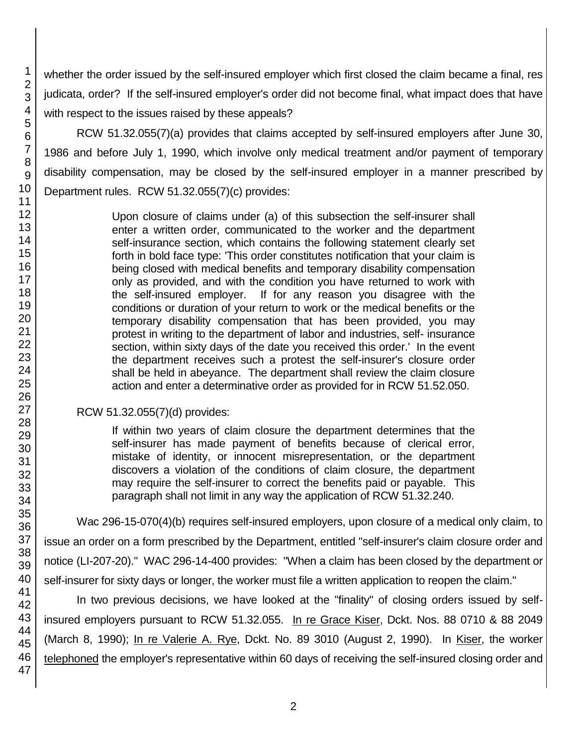whether the order issued by the self-insured employer which first closed the claim became a final, res judicata, order? If the self-insured employer's order did not become final, what impact does that have with respect to the issues raised by these appeals?

RCW 51.32.055(7)(a) provides that claims accepted by self-insured employers after June 30, 1986 and before July 1, 1990, which involve only medical treatment and/or payment of temporary disability compensation, may be closed by the self-insured employer in a manner prescribed by Department rules. RCW 51.32.055(7)(c) provides:

> Upon closure of claims under (a) of this subsection the self-insurer shall enter a written order, communicated to the worker and the department self-insurance section, which contains the following statement clearly set forth in bold face type: 'This order constitutes notification that your claim is being closed with medical benefits and temporary disability compensation only as provided, and with the condition you have returned to work with the self-insured employer. If for any reason you disagree with the conditions or duration of your return to work or the medical benefits or the temporary disability compensation that has been provided, you may protest in writing to the department of labor and industries, self- insurance section, within sixty days of the date you received this order.' In the event the department receives such a protest the self-insurer's closure order shall be held in abeyance. The department shall review the claim closure action and enter a determinative order as provided for in RCW 51.52.050.

RCW 51.32.055(7)(d) provides:

> If within two years of claim closure the department determines that the self-insurer has made payment of benefits because of clerical error, mistake of identity, or innocent misrepresentation, or the department discovers a violation of the conditions of claim closure, the department may require the self-insurer to correct the benefits paid or payable. This paragraph shall not limit in any way the application of RCW 51.32.240.

Wac 296-15-070(4)(b) requires self-insured employers, upon closure of a medical only claim, to issue an order on a form prescribed by the Department, entitled "self-insurer's claim closure order and notice (LI-207-20)." WAC 296-14-400 provides: "When a claim has been closed by the department or self-insurer for sixty days or longer, the worker must file a written application to reopen the claim."

In two previous decisions, we have looked at the "finality" of closing orders issued by self-insured employers pursuant to RCW 51.32.055. In re Grace Kiser, Dckt. Nos. 88 0710 & 88 2049 (March 8, 1990); In re Valerie A. Rye, Dckt. No. 89 3010 (August 2, 1990). In Kiser, the worker telephoned the employer's representative within 60 days of receiving the self-insured closing order and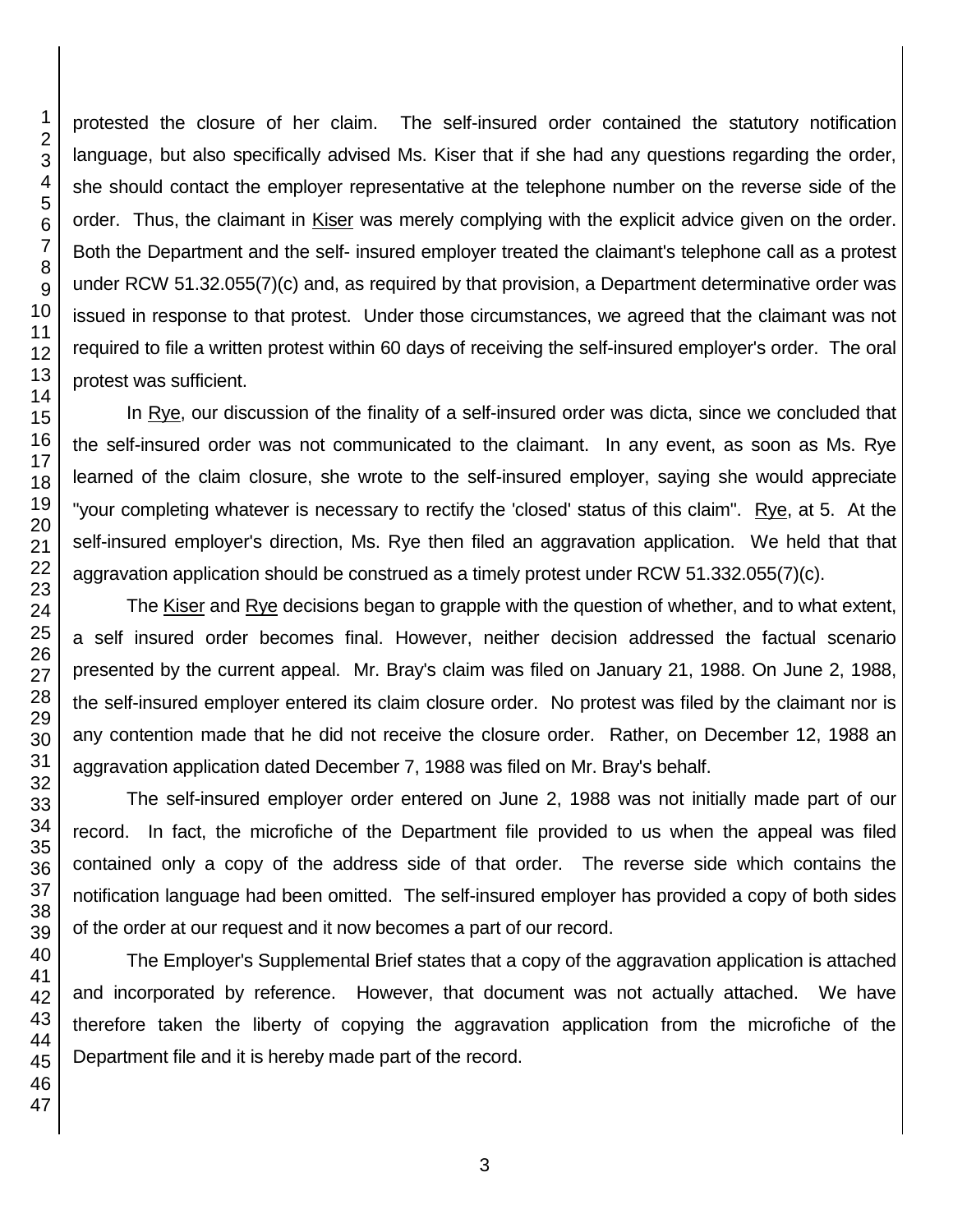protested the closure of her claim. The self-insured order contained the statutory notification language, but also specifically advised Ms. Kiser that if she had any questions regarding the order, she should contact the employer representative at the telephone number on the reverse side of the order. Thus, the claimant in Kiser was merely complying with the explicit advice given on the order. Both the Department and the self- insured employer treated the claimant's telephone call as a protest under RCW 51.32.055(7)(c) and, as required by that provision, a Department determinative order was issued in response to that protest. Under those circumstances, we agreed that the claimant was not required to file a written protest within 60 days of receiving the self-insured employer's order. The oral protest was sufficient.

In Rye, our discussion of the finality of a self-insured order was dicta, since we concluded that the self-insured order was not communicated to the claimant. In any event, as soon as Ms. Rye learned of the claim closure, she wrote to the self-insured employer, saying she would appreciate "your completing whatever is necessary to rectify the 'closed' status of this claim". Rye, at 5. At the self-insured employer's direction, Ms. Rye then filed an aggravation application. We held that that aggravation application should be construed as a timely protest under RCW 51.332.055(7)(c).

The Kiser and Rye decisions began to grapple with the question of whether, and to what extent, a self insured order becomes final. However, neither decision addressed the factual scenario presented by the current appeal. Mr. Bray's claim was filed on January 21, 1988. On June 2, 1988, the self-insured employer entered its claim closure order. No protest was filed by the claimant nor is any contention made that he did not receive the closure order. Rather, on December 12, 1988 an aggravation application dated December 7, 1988 was filed on Mr. Bray's behalf.

The self-insured employer order entered on June 2, 1988 was not initially made part of our record. In fact, the microfiche of the Department file provided to us when the appeal was filed contained only a copy of the address side of that order. The reverse side which contains the notification language had been omitted. The self-insured employer has provided a copy of both sides of the order at our request and it now becomes a part of our record.

The Employer's Supplemental Brief states that a copy of the aggravation application is attached and incorporated by reference. However, that document was not actually attached. We have therefore taken the liberty of copying the aggravation application from the microfiche of the Department file and it is hereby made part of the record.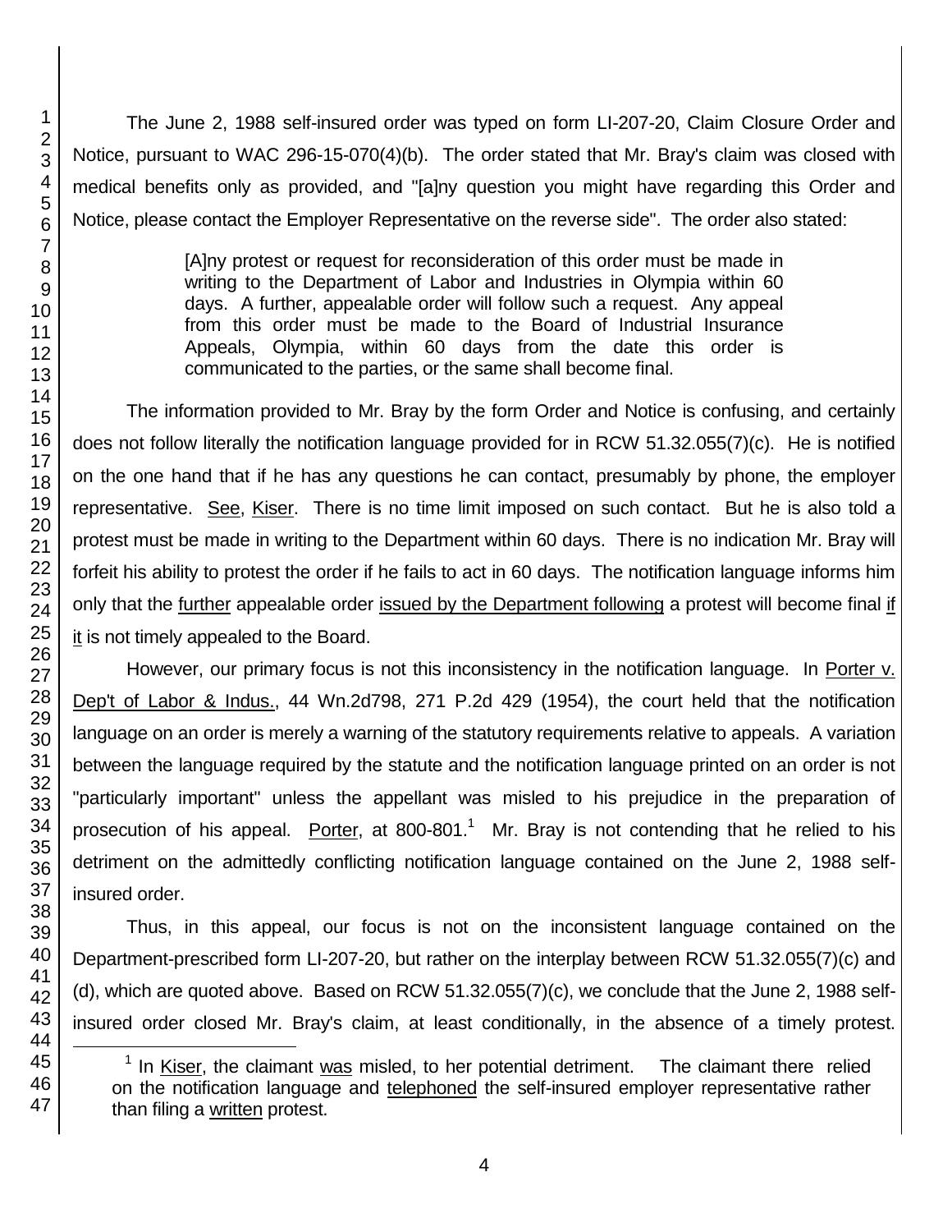The June 2, 1988 self-insured order was typed on form LI-207-20, Claim Closure Order and Notice, pursuant to WAC 296-15-070(4)(b). The order stated that Mr. Bray's claim was closed with medical benefits only as provided, and "[a]ny question you might have regarding this Order and Notice, please contact the Employer Representative on the reverse side". The order also stated:

> [A]ny protest or request for reconsideration of this order must be made in writing to the Department of Labor and Industries in Olympia within 60 days. A further, appealable order will follow such a request. Any appeal from this order must be made to the Board of Industrial Insurance Appeals, Olympia, within 60 days from the date this order is communicated to the parties, or the same shall become final.

The information provided to Mr. Bray by the form Order and Notice is confusing, and certainly does not follow literally the notification language provided for in RCW 51.32.055(7)(c). He is notified on the one hand that if he has any questions he can contact, presumably by phone, the employer representative. See, Kiser. There is no time limit imposed on such contact. But he is also told a protest must be made in writing to the Department within 60 days. There is no indication Mr. Bray will forfeit his ability to protest the order if he fails to act in 60 days. The notification language informs him only that the further appealable order issued by the Department following a protest will become final if it is not timely appealed to the Board.

However, our primary focus is not this inconsistency in the notification language. In Porter v. Dep't of Labor & Indus., 44 Wn.2d798, 271 P.2d 429 (1954), the court held that the notification language on an order is merely a warning of the statutory requirements relative to appeals. A variation between the language required by the statute and the notification language printed on an order is not "particularly important" unless the appellant was misled to his prejudice in the preparation of prosecution of his appeal. Porter, at 800-801.[1] Mr. Bray is not contending that he relied to his detriment on the admittedly conflicting notification language contained on the June 2, 1988 self-insured order.

Thus, in this appeal, our focus is not on the inconsistent language contained on the Department-prescribed form LI-207-20, but rather on the interplay between RCW 51.32.055(7)(c) and (d), which are quoted above. Based on RCW 51.32.055(7)(c), we conclude that the June 2, 1988 self-insured order closed Mr. Bray's claim, at least conditionally, in the absence of a timely protest.

---

[1] In Kiser, the claimant was misled, to her potential detriment. The claimant there relied on the notification language and telephoned the self-insured employer representative rather than filing a written protest.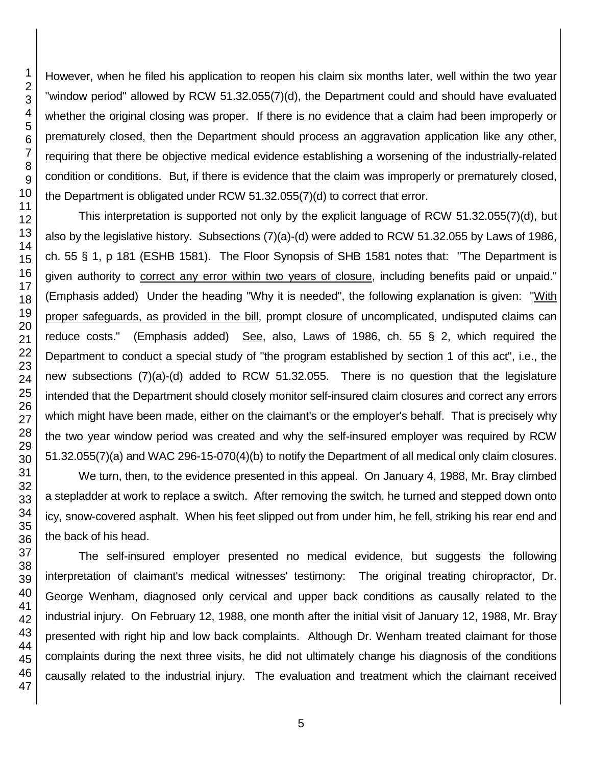However, when he filed his application to reopen his claim six months later, well within the two year "window period" allowed by RCW 51.32.055(7)(d), the Department could and should have evaluated whether the original closing was proper. If there is no evidence that a claim had been improperly or prematurely closed, then the Department should process an aggravation application like any other, requiring that there be objective medical evidence establishing a worsening of the industrially-related condition or conditions. But, if there is evidence that the claim was improperly or prematurely closed, the Department is obligated under RCW 51.32.055(7)(d) to correct that error.

This interpretation is supported not only by the explicit language of RCW 51.32.055(7)(d), but also by the legislative history. Subsections (7)(a)-(d) were added to RCW 51.32.055 by Laws of 1986, ch. 55 § 1, p 181 (ESHB 1581). The Floor Synopsis of SHB 1581 notes that: "The Department is given authority to correct any error within two years of closure, including benefits paid or unpaid." (Emphasis added) Under the heading "Why it is needed", the following explanation is given: "With proper safeguards, as provided in the bill, prompt closure of uncomplicated, undisputed claims can reduce costs." (Emphasis added) *See*, also, Laws of 1986, ch. 55 § 2, which required the Department to conduct a special study of "the program established by section 1 of this act", i.e., the new subsections (7)(a)-(d) added to RCW 51.32.055. There is no question that the legislature intended that the Department should closely monitor self-insured claim closures and correct any errors which might have been made, either on the claimant's or the employer's behalf. That is precisely why the two year window period was created and why the self-insured employer was required by RCW 51.32.055(7)(a) and WAC 296-15-070(4)(b) to notify the Department of all medical only claim closures.

We turn, then, to the evidence presented in this appeal. On January 4, 1988, Mr. Bray climbed a stepladder at work to replace a switch. After removing the switch, he turned and stepped down onto icy, snow-covered asphalt. When his feet slipped out from under him, he fell, striking his rear end and the back of his head.

The self-insured employer presented no medical evidence, but suggests the following interpretation of claimant's medical witnesses' testimony: The original treating chiropractor, Dr. George Wenham, diagnosed only cervical and upper back conditions as causally related to the industrial injury. On February 12, 1988, one month after the initial visit of January 12, 1988, Mr. Bray presented with right hip and low back complaints. Although Dr. Wenham treated claimant for those complaints during the next three visits, he did not ultimately change his diagnosis of the conditions causally related to the industrial injury. The evaluation and treatment which the claimant received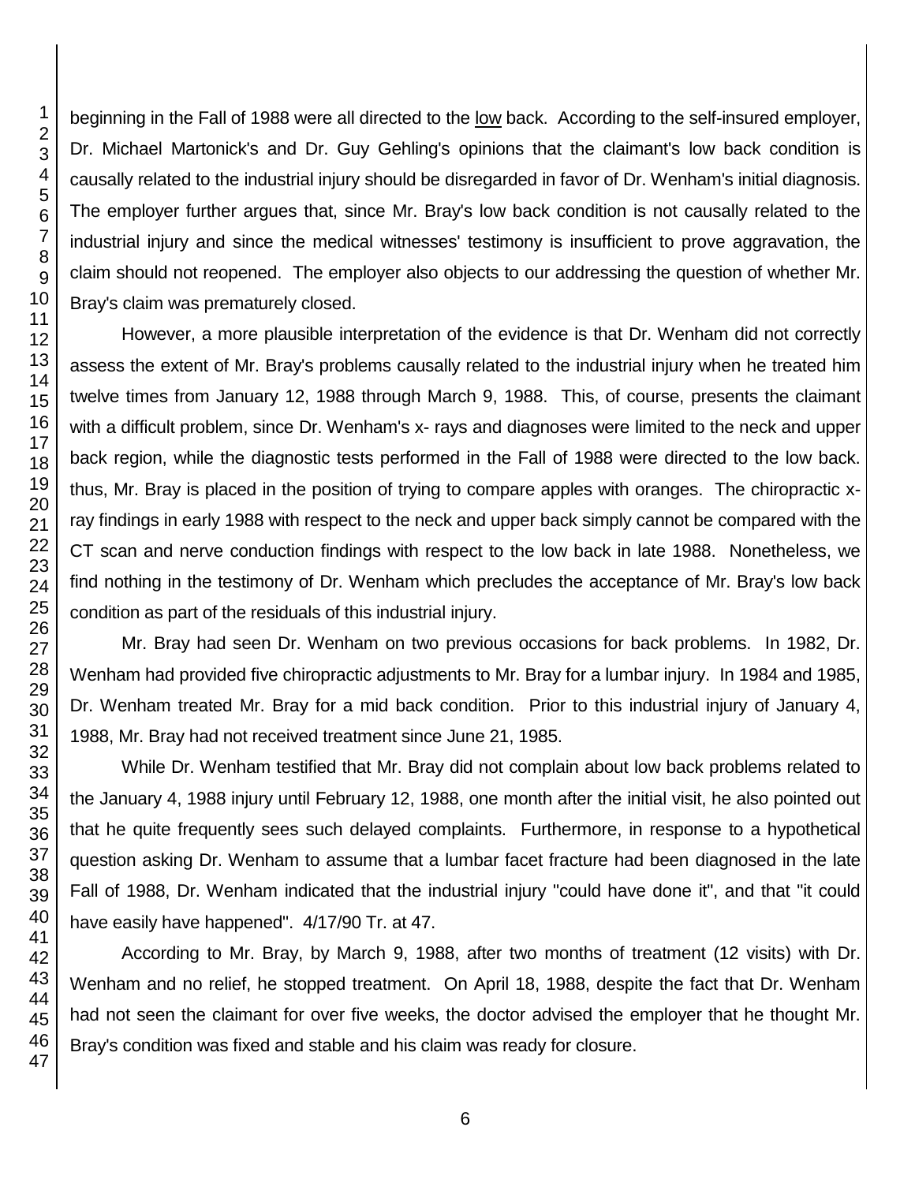beginning in the Fall of 1988 were all directed to the low back. According to the self-insured employer, Dr. Michael Martonick's and Dr. Guy Gehling's opinions that the claimant's low back condition is causally related to the industrial injury should be disregarded in favor of Dr. Wenham's initial diagnosis. The employer further argues that, since Mr. Bray's low back condition is not causally related to the industrial injury and since the medical witnesses' testimony is insufficient to prove aggravation, the claim should not reopened. The employer also objects to our addressing the question of whether Mr. Bray's claim was prematurely closed.

However, a more plausible interpretation of the evidence is that Dr. Wenham did not correctly assess the extent of Mr. Bray's problems causally related to the industrial injury when he treated him twelve times from January 12, 1988 through March 9, 1988. This, of course, presents the claimant with a difficult problem, since Dr. Wenham's x- rays and diagnoses were limited to the neck and upper back region, while the diagnostic tests performed in the Fall of 1988 were directed to the low back. thus, Mr. Bray is placed in the position of trying to compare apples with oranges. The chiropractic x-ray findings in early 1988 with respect to the neck and upper back simply cannot be compared with the CT scan and nerve conduction findings with respect to the low back in late 1988. Nonetheless, we find nothing in the testimony of Dr. Wenham which precludes the acceptance of Mr. Bray's low back condition as part of the residuals of this industrial injury.

Mr. Bray had seen Dr. Wenham on two previous occasions for back problems. In 1982, Dr. Wenham had provided five chiropractic adjustments to Mr. Bray for a lumbar injury. In 1984 and 1985, Dr. Wenham treated Mr. Bray for a mid back condition. Prior to this industrial injury of January 4, 1988, Mr. Bray had not received treatment since June 21, 1985.

While Dr. Wenham testified that Mr. Bray did not complain about low back problems related to the January 4, 1988 injury until February 12, 1988, one month after the initial visit, he also pointed out that he quite frequently sees such delayed complaints. Furthermore, in response to a hypothetical question asking Dr. Wenham to assume that a lumbar facet fracture had been diagnosed in the late Fall of 1988, Dr. Wenham indicated that the industrial injury "could have done it", and that "it could have easily have happened". 4/17/90 Tr. at 47.

According to Mr. Bray, by March 9, 1988, after two months of treatment (12 visits) with Dr. Wenham and no relief, he stopped treatment. On April 18, 1988, despite the fact that Dr. Wenham had not seen the claimant for over five weeks, the doctor advised the employer that he thought Mr. Bray's condition was fixed and stable and his claim was ready for closure.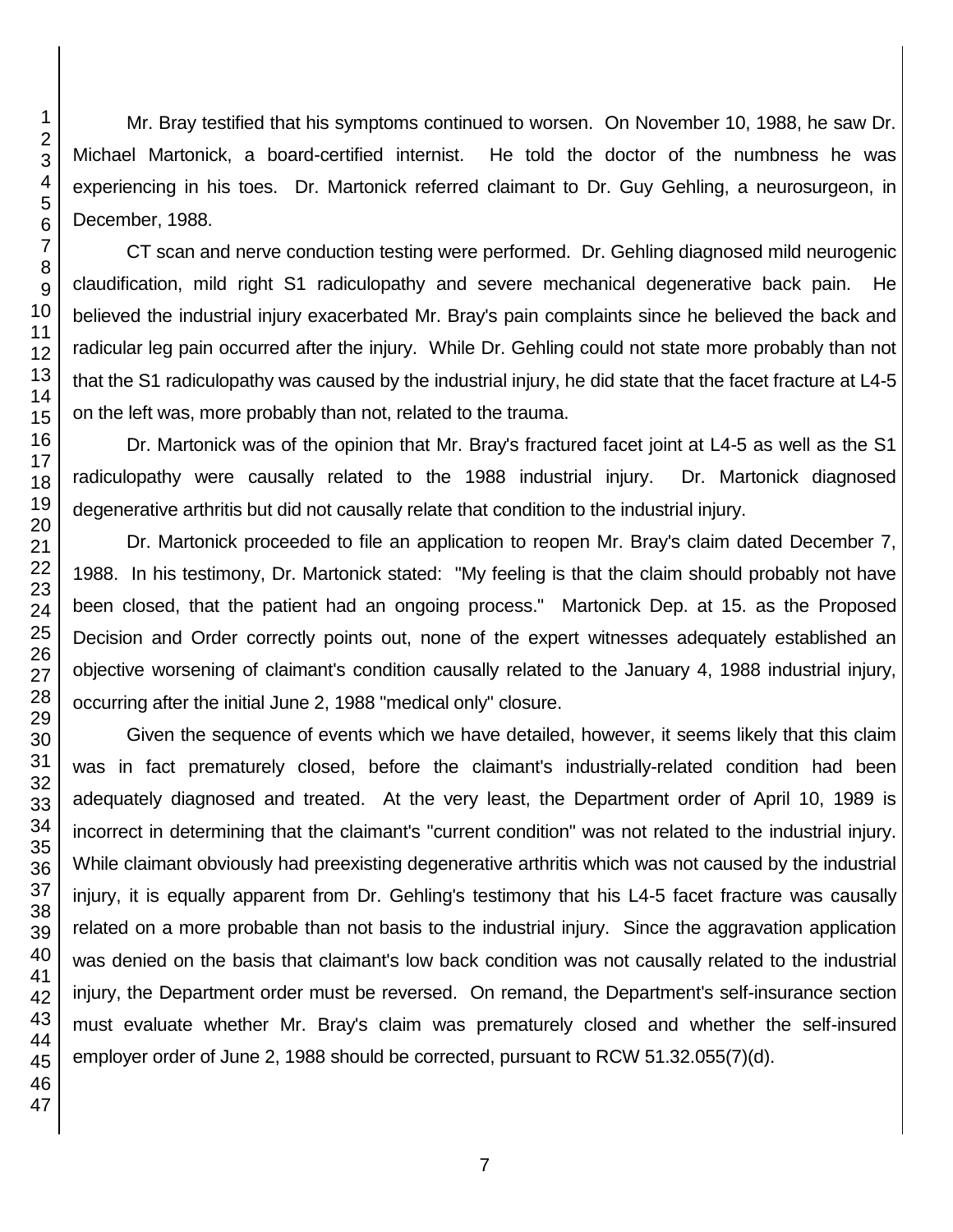Mr. Bray testified that his symptoms continued to worsen. On November 10, 1988, he saw Dr. Michael Martonick, a board-certified internist. He told the doctor of the numbness he was experiencing in his toes. Dr. Martonick referred claimant to Dr. Guy Gehling, a neurosurgeon, in December, 1988.

CT scan and nerve conduction testing were performed. Dr. Gehling diagnosed mild neurogenic claudification, mild right S1 radiculopathy and severe mechanical degenerative back pain. He believed the industrial injury exacerbated Mr. Bray's pain complaints since he believed the back and radicular leg pain occurred after the injury. While Dr. Gehling could not state more probably than not that the S1 radiculopathy was caused by the industrial injury, he did state that the facet fracture at L4-5 on the left was, more probably than not, related to the trauma.

Dr. Martonick was of the opinion that Mr. Bray's fractured facet joint at L4-5 as well as the S1 radiculopathy were causally related to the 1988 industrial injury. Dr. Martonick diagnosed degenerative arthritis but did not causally relate that condition to the industrial injury.

Dr. Martonick proceeded to file an application to reopen Mr. Bray's claim dated December 7, 1988. In his testimony, Dr. Martonick stated: "My feeling is that the claim should probably not have been closed, that the patient had an ongoing process." Martonick Dep. at 15. as the Proposed Decision and Order correctly points out, none of the expert witnesses adequately established an objective worsening of claimant's condition causally related to the January 4, 1988 industrial injury, occurring after the initial June 2, 1988 "medical only" closure.

Given the sequence of events which we have detailed, however, it seems likely that this claim was in fact prematurely closed, before the claimant's industrially-related condition had been adequately diagnosed and treated. At the very least, the Department order of April 10, 1989 is incorrect in determining that the claimant's "current condition" was not related to the industrial injury. While claimant obviously had preexisting degenerative arthritis which was not caused by the industrial injury, it is equally apparent from Dr. Gehling's testimony that his L4-5 facet fracture was causally related on a more probable than not basis to the industrial injury. Since the aggravation application was denied on the basis that claimant's low back condition was not causally related to the industrial injury, the Department order must be reversed. On remand, the Department's self-insurance section must evaluate whether Mr. Bray's claim was prematurely closed and whether the self-insured employer order of June 2, 1988 should be corrected, pursuant to RCW 51.32.055(7)(d).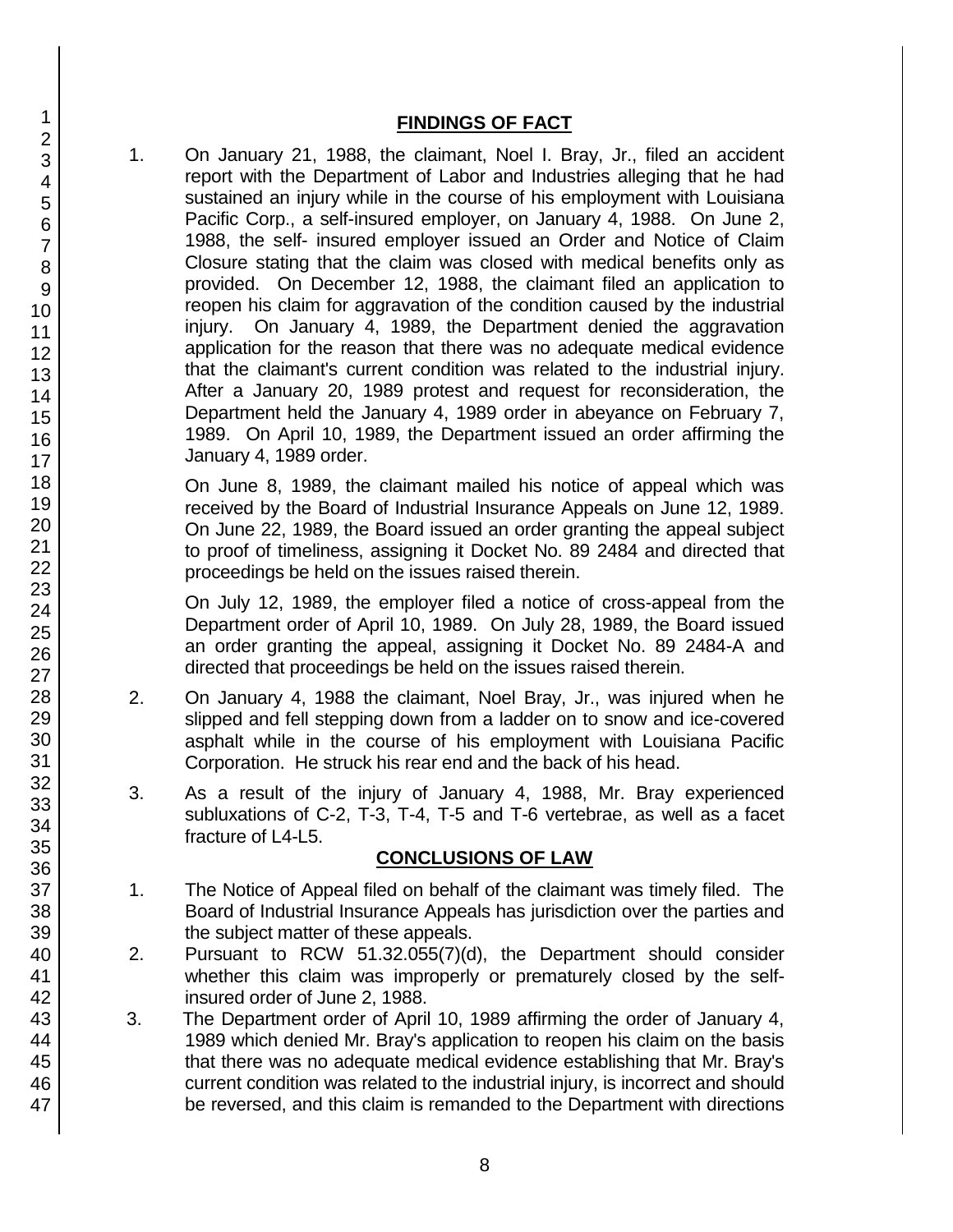## FINDINGS OF FACT

1. On January 21, 1988, the claimant, Noel I. Bray, Jr., filed an accident report with the Department of Labor and Industries alleging that he had sustained an injury while in the course of his employment with Louisiana Pacific Corp., a self-insured employer, on January 4, 1988. On June 2, 1988, the self- insured employer issued an Order and Notice of Claim Closure stating that the claim was closed with medical benefits only as provided. On December 12, 1988, the claimant filed an application to reopen his claim for aggravation of the condition caused by the industrial injury. On January 4, 1989, the Department denied the aggravation application for the reason that there was no adequate medical evidence that the claimant's current condition was related to the industrial injury. After a January 20, 1989 protest and request for reconsideration, the Department held the January 4, 1989 order in abeyance on February 7, 1989. On April 10, 1989, the Department issued an order affirming the January 4, 1989 order.

   On June 8, 1989, the claimant mailed his notice of appeal which was received by the Board of Industrial Insurance Appeals on June 12, 1989. On June 22, 1989, the Board issued an order granting the appeal subject to proof of timeliness, assigning it Docket No. 89 2484 and directed that proceedings be held on the issues raised therein.

   On July 12, 1989, the employer filed a notice of cross-appeal from the Department order of April 10, 1989. On July 28, 1989, the Board issued an order granting the appeal, assigning it Docket No. 89 2484-A and directed that proceedings be held on the issues raised therein.

2. On January 4, 1988 the claimant, Noel Bray, Jr., was injured when he slipped and fell stepping down from a ladder on to snow and ice-covered asphalt while in the course of his employment with Louisiana Pacific Corporation. He struck his rear end and the back of his head.

3. As a result of the injury of January 4, 1988, Mr. Bray experienced subluxations of C-2, T-3, T-4, T-5 and T-6 vertebrae, as well as a facet fracture of L4-L5.

## CONCLUSIONS OF LAW

1. The Notice of Appeal filed on behalf of the claimant was timely filed. The Board of Industrial Insurance Appeals has jurisdiction over the parties and the subject matter of these appeals.

2. Pursuant to RCW 51.32.055(7)(d), the Department should consider whether this claim was improperly or prematurely closed by the self-insured order of June 2, 1988.

3. The Department order of April 10, 1989 affirming the order of January 4, 1989 which denied Mr. Bray's application to reopen his claim on the basis that there was no adequate medical evidence establishing that Mr. Bray's current condition was related to the industrial injury, is incorrect and should be reversed, and this claim is remanded to the Department with directions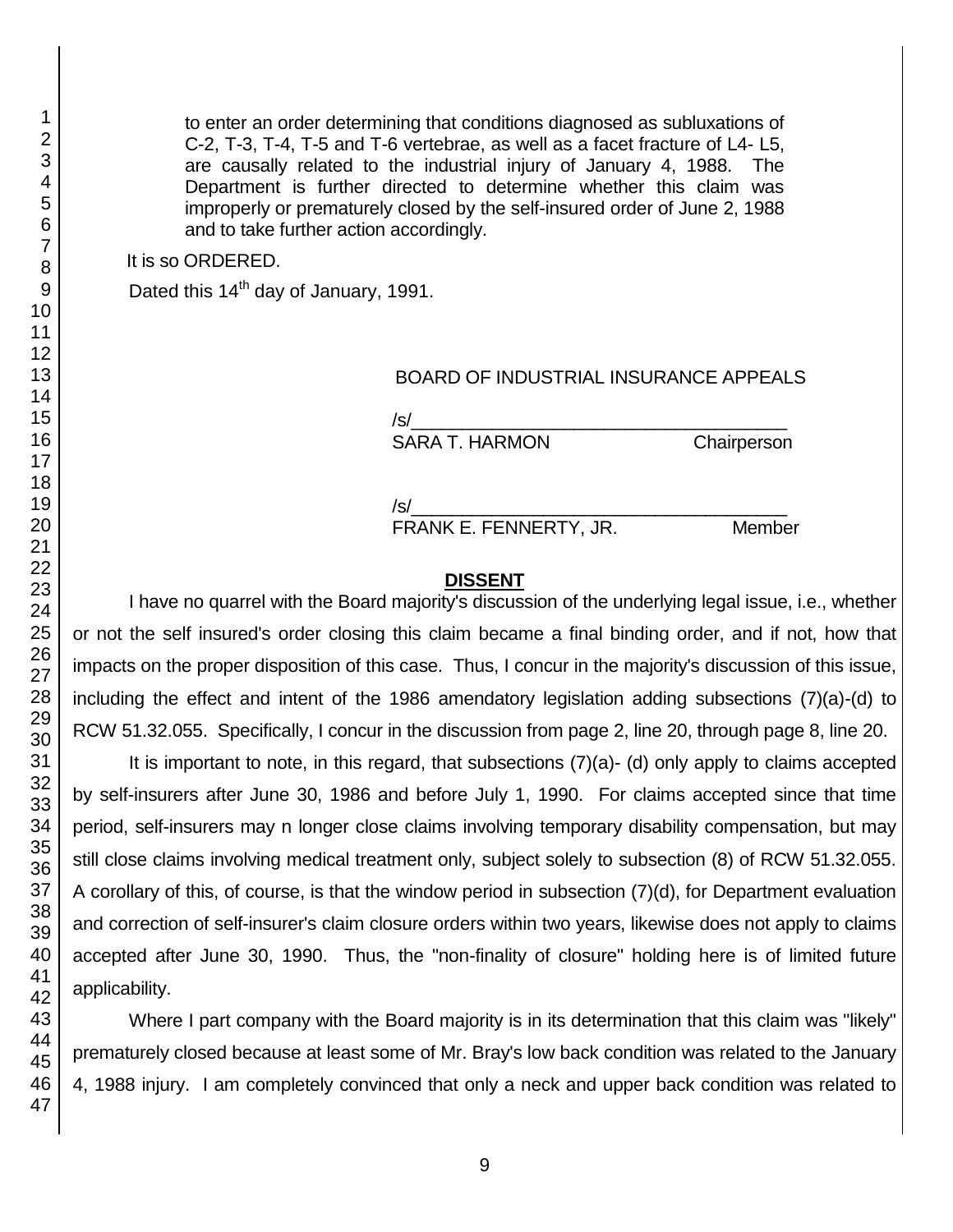to enter an order determining that conditions diagnosed as subluxations of C-2, T-3, T-4, T-5 and T-6 vertebrae, as well as a facet fracture of L4- L5, are causally related to the industrial injury of January 4, 1988. The Department is further directed to determine whether this claim was improperly or prematurely closed by the self-insured order of June 2, 1988 and to take further action accordingly.

It is so ORDERED.

Dated this 14th day of January, 1991.

BOARD OF INDUSTRIAL INSURANCE APPEALS

/s/______________________________
SARA T. HARMON Chairperson

/s/______________________________
FRANK E. FENNERTY, JR. Member

**DISSENT**

I have no quarrel with the Board majority's discussion of the underlying legal issue, i.e., whether or not the self insured's order closing this claim became a final binding order, and if not, how that impacts on the proper disposition of this case. Thus, I concur in the majority's discussion of this issue, including the effect and intent of the 1986 amendatory legislation adding subsections (7)(a)-(d) to RCW 51.32.055. Specifically, I concur in the discussion from page 2, line 20, through page 8, line 20.

It is important to note, in this regard, that subsections (7)(a)- (d) only apply to claims accepted by self-insurers after June 30, 1986 and before July 1, 1990. For claims accepted since that time period, self-insurers may n longer close claims involving temporary disability compensation, but may still close claims involving medical treatment only, subject solely to subsection (8) of RCW 51.32.055. A corollary of this, of course, is that the window period in subsection (7)(d), for Department evaluation and correction of self-insurer's claim closure orders within two years, likewise does not apply to claims accepted after June 30, 1990. Thus, the "non-finality of closure" holding here is of limited future applicability.

Where I part company with the Board majority is in its determination that this claim was "likely" prematurely closed because at least some of Mr. Bray's low back condition was related to the January 4, 1988 injury. I am completely convinced that only a neck and upper back condition was related to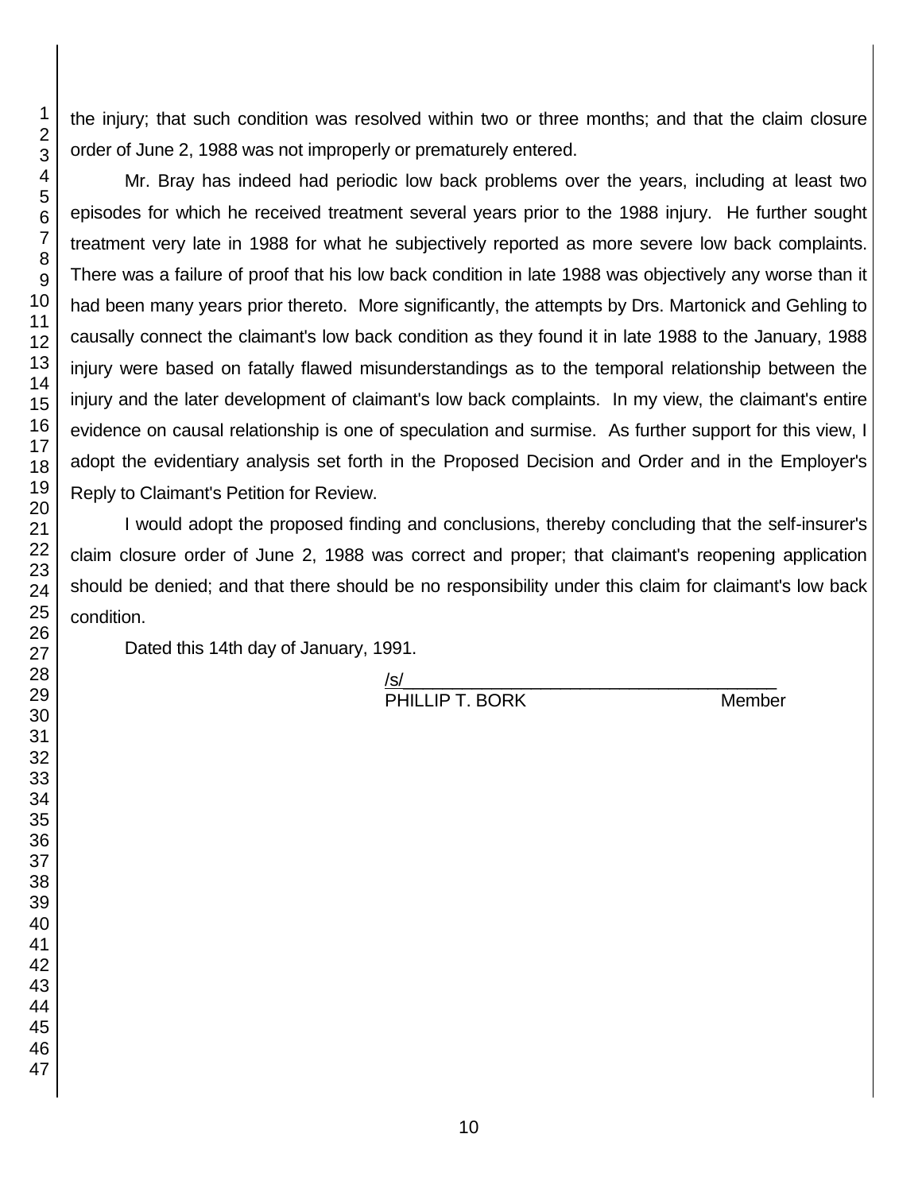the injury; that such condition was resolved within two or three months; and that the claim closure order of June 2, 1988 was not improperly or prematurely entered.

Mr. Bray has indeed had periodic low back problems over the years, including at least two episodes for which he received treatment several years prior to the 1988 injury. He further sought treatment very late in 1988 for what he subjectively reported as more severe low back complaints. There was a failure of proof that his low back condition in late 1988 was objectively any worse than it had been many years prior thereto. More significantly, the attempts by Drs. Martonick and Gehling to causally connect the claimant's low back condition as they found it in late 1988 to the January, 1988 injury were based on fatally flawed misunderstandings as to the temporal relationship between the injury and the later development of claimant's low back complaints. In my view, the claimant's entire evidence on causal relationship is one of speculation and surmise. As further support for this view, I adopt the evidentiary analysis set forth in the Proposed Decision and Order and in the Employer's Reply to Claimant's Petition for Review.

I would adopt the proposed finding and conclusions, thereby concluding that the self-insurer's claim closure order of June 2, 1988 was correct and proper; that claimant's reopening application should be denied; and that there should be no responsibility under this claim for claimant's low back condition.

Dated this 14th day of January, 1991.

/s/\_\_\_\_\_\_\_\_\_\_\_\_\_\_\_\_\_\_\_\_\_\_\_\_\_\_\_\_\_\_\_\_\_\_\_\_\_\_
PHILLIP T. BORK Member